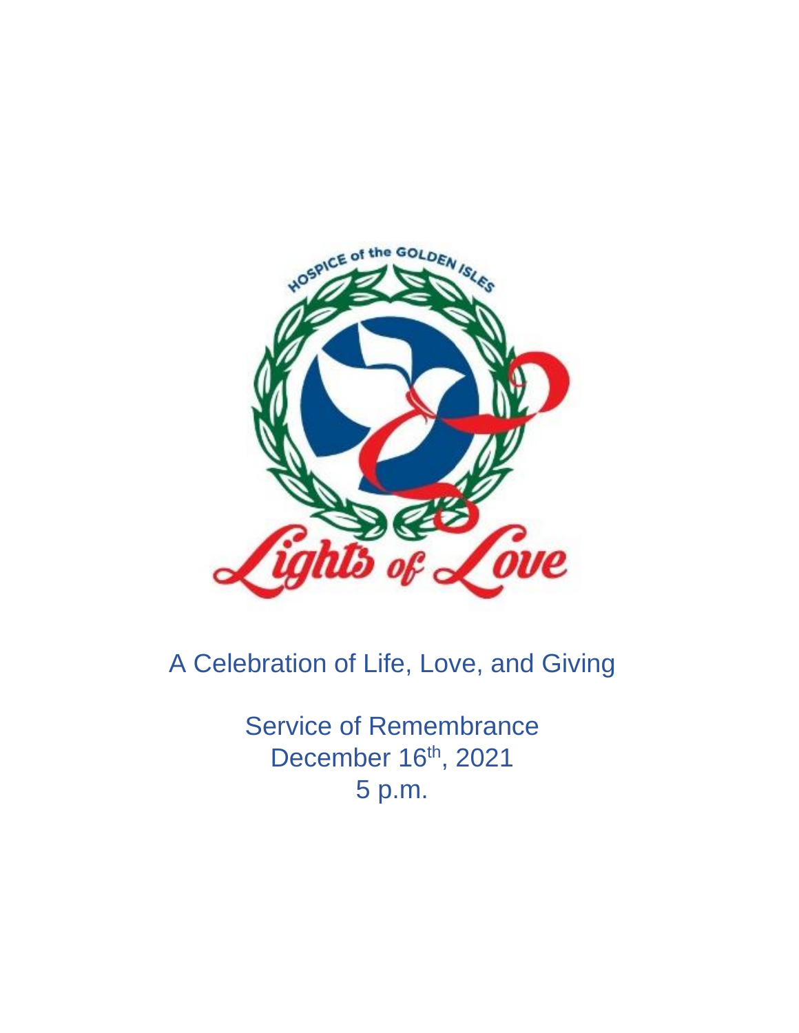HOSPICE of the GOLDEN ISLES

Lights of Love

A Celebration of Life, Love, and Giving

Service of Remembrance
December 16th, 2021
5 p.m.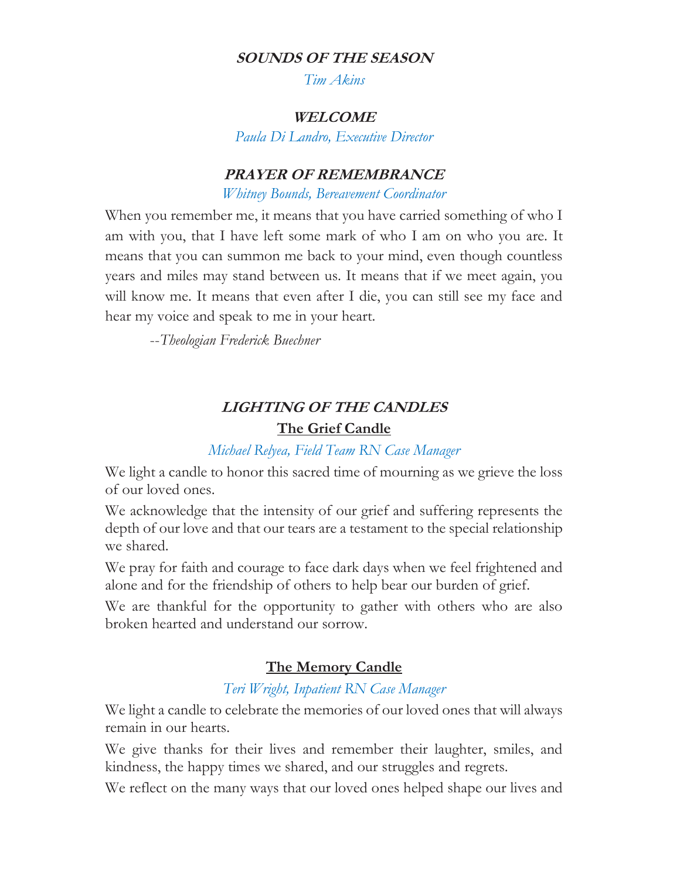## SOUNDS OF THE SEASON

*Tim Akins*

## WELCOME

*Paula Di Landro, Executive Director*

## PRAYER OF REMEMBRANCE

*Whitney Bounds, Bereavement Coordinator*

When you remember me, it means that you have carried something of who I am with you, that I have left some mark of who I am on who you are. It means that you can summon me back to your mind, even though countless years and miles may stand between us. It means that if we meet again, you will know me. It means that even after I die, you can still see my face and hear my voice and speak to me in your heart.

--*Theologian Frederick Buechner*

## LIGHTING OF THE CANDLES

### The Grief Candle

*Michael Relyea, Field Team RN Case Manager*

We light a candle to honor this sacred time of mourning as we grieve the loss of our loved ones.

We acknowledge that the intensity of our grief and suffering represents the depth of our love and that our tears are a testament to the special relationship we shared.

We pray for faith and courage to face dark days when we feel frightened and alone and for the friendship of others to help bear our burden of grief.

We are thankful for the opportunity to gather with others who are also broken hearted and understand our sorrow.

### The Memory Candle

*Teri Wright, Inpatient RN Case Manager*

We light a candle to celebrate the memories of our loved ones that will always remain in our hearts.

We give thanks for their lives and remember their laughter, smiles, and kindness, the happy times we shared, and our struggles and regrets.

We reflect on the many ways that our loved ones helped shape our lives and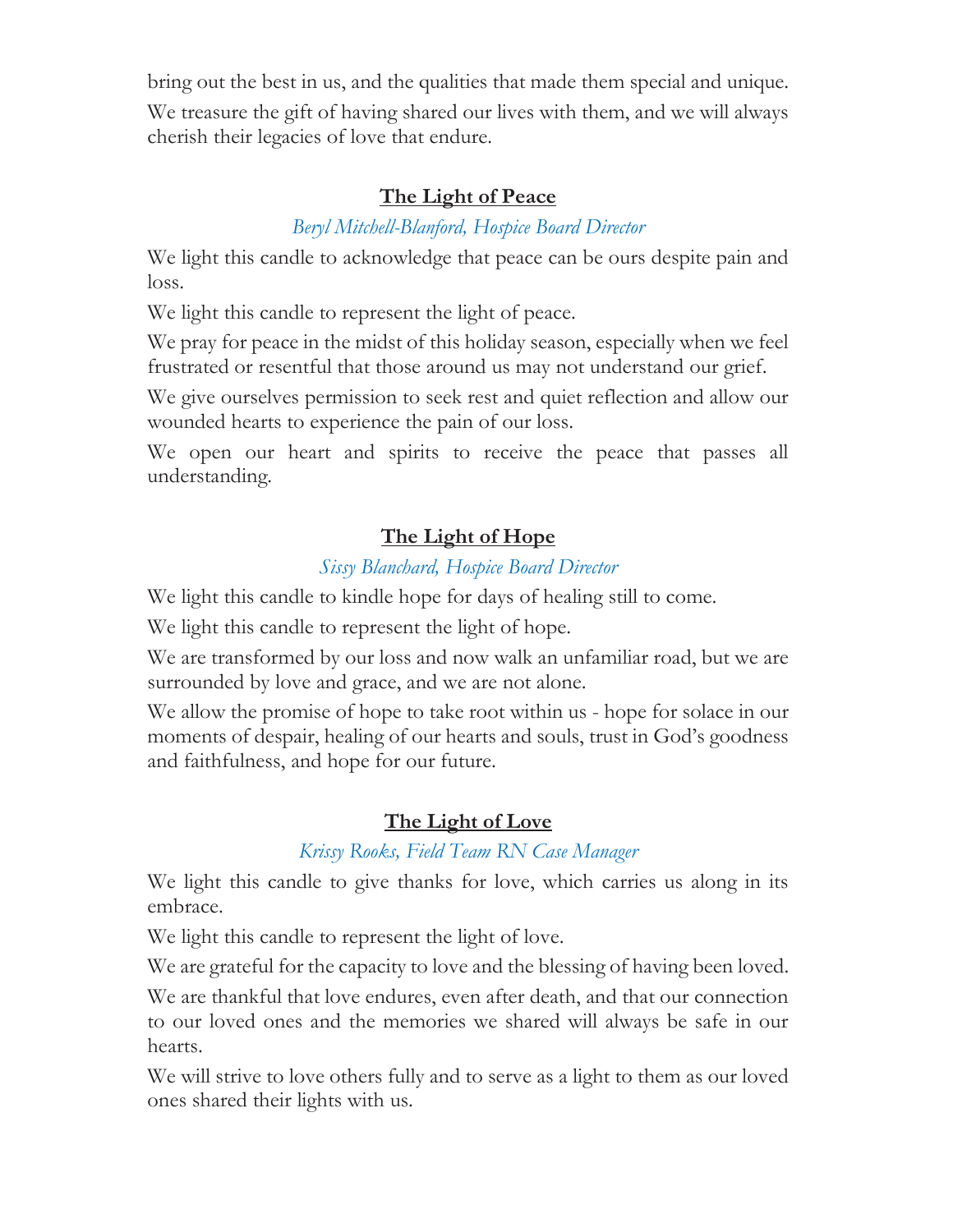bring out the best in us, and the qualities that made them special and unique.

We treasure the gift of having shared our lives with them, and we will always cherish their legacies of love that endure.

## The Light of Peace

*Beryl Mitchell-Blanford, Hospice Board Director*

We light this candle to acknowledge that peace can be ours despite pain and loss.

We light this candle to represent the light of peace.

We pray for peace in the midst of this holiday season, especially when we feel frustrated or resentful that those around us may not understand our grief.

We give ourselves permission to seek rest and quiet reflection and allow our wounded hearts to experience the pain of our loss.

We open our heart and spirits to receive the peace that passes all understanding.

## The Light of Hope

*Sissy Blanchard, Hospice Board Director*

We light this candle to kindle hope for days of healing still to come.

We light this candle to represent the light of hope.

We are transformed by our loss and now walk an unfamiliar road, but we are surrounded by love and grace, and we are not alone.

We allow the promise of hope to take root within us - hope for solace in our moments of despair, healing of our hearts and souls, trust in God's goodness and faithfulness, and hope for our future.

## The Light of Love

*Krissy Rooks, Field Team RN Case Manager*

We light this candle to give thanks for love, which carries us along in its embrace.

We light this candle to represent the light of love.

We are grateful for the capacity to love and the blessing of having been loved.

We are thankful that love endures, even after death, and that our connection to our loved ones and the memories we shared will always be safe in our hearts.

We will strive to love others fully and to serve as a light to them as our loved ones shared their lights with us.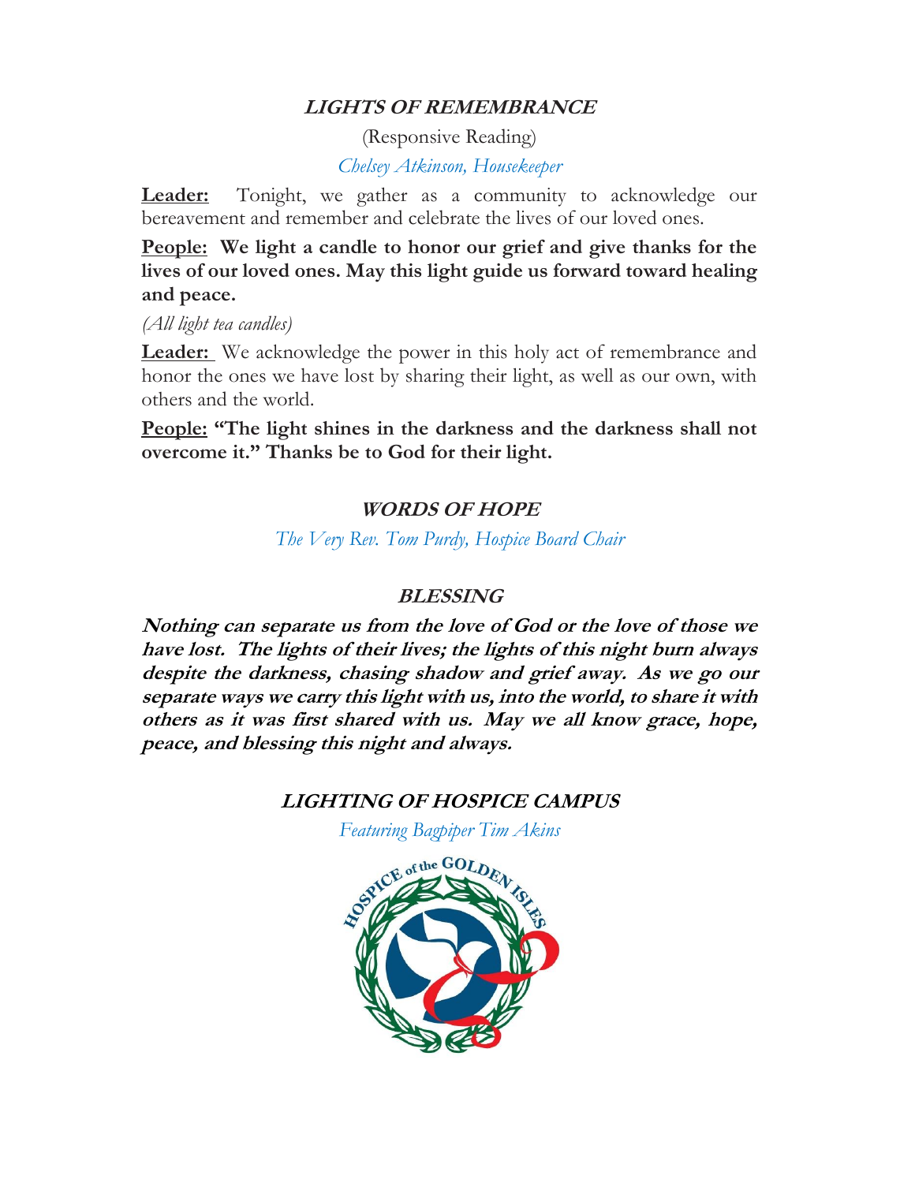## ***LIGHTS OF REMEMBRANCE***

(Responsive Reading)

*Chelsey Atkinson, Housekeeper*

**Leader:** Tonight, we gather as a community to acknowledge our bereavement and remember and celebrate the lives of our loved ones.

**People: We light a candle to honor our grief and give thanks for the lives of our loved ones. May this light guide us forward toward healing and peace.**

*(All light tea candles)*

**Leader:** We acknowledge the power in this holy act of remembrance and honor the ones we have lost by sharing their light, as well as our own, with others and the world.

**People: "The light shines in the darkness and the darkness shall not overcome it." Thanks be to God for their light.**

## ***WORDS OF HOPE***

*The Very Rev. Tom Purdy, Hospice Board Chair*

## ***BLESSING***

***Nothing can separate us from the love of God or the love of those we have lost. The lights of their lives; the lights of this night burn always despite the darkness, chasing shadow and grief away. As we go our separate ways we carry this light with us, into the world, to share it with others as it was first shared with us. May we all know grace, hope, peace, and blessing this night and always.***

## ***LIGHTING OF HOSPICE CAMPUS***

*Featuring Bagpiper Tim Akins*

HOSPICE of the GOLDEN ISLES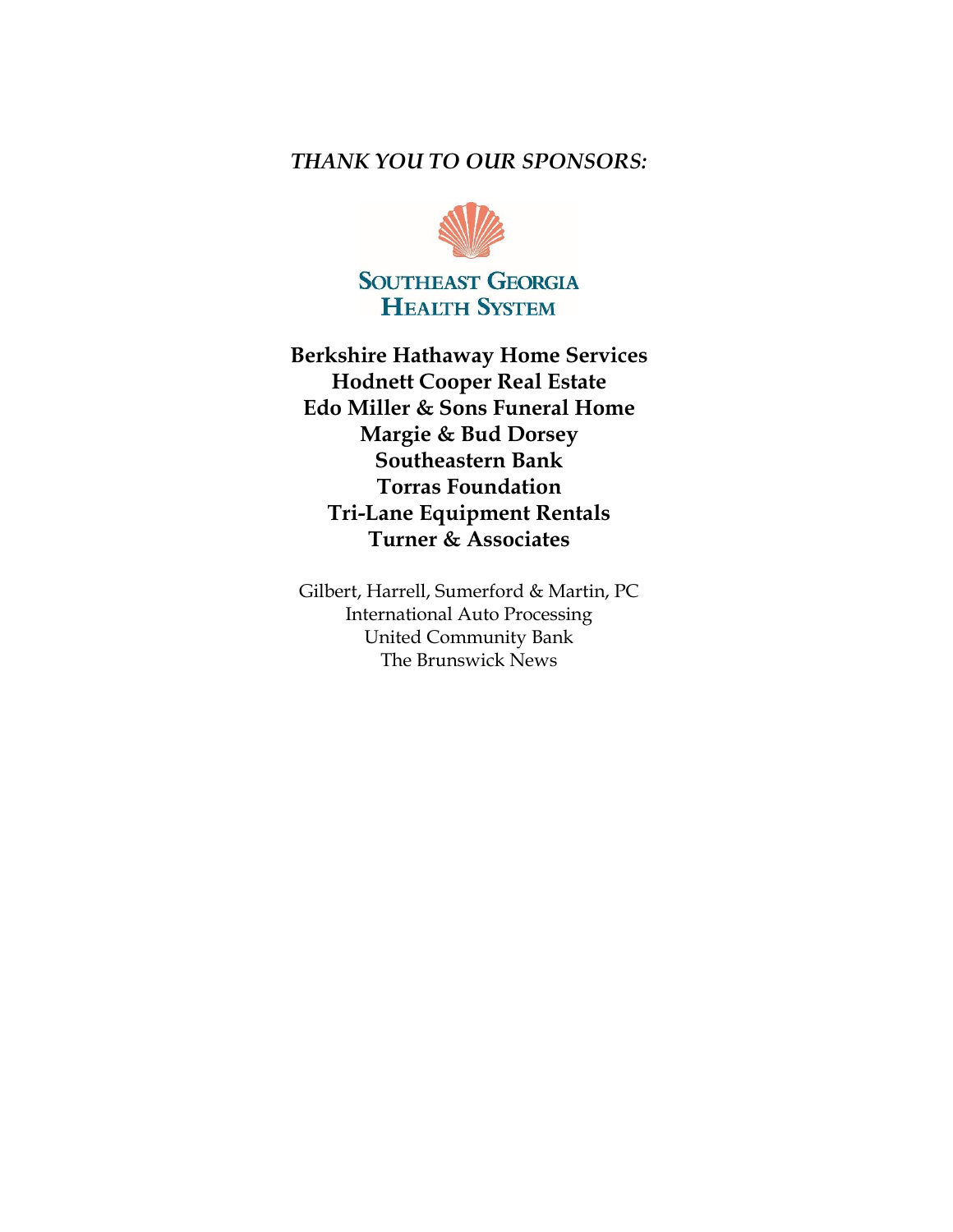*THANK YOU TO OUR SPONSORS:*

SOUTHEAST GEORGIA
HEALTH SYSTEM

**Berkshire Hathaway Home Services**
**Hodnett Cooper Real Estate**
**Edo Miller & Sons Funeral Home**
**Margie & Bud Dorsey**
**Southeastern Bank**
**Torras Foundation**
**Tri-Lane Equipment Rentals**
**Turner & Associates**

Gilbert, Harrell, Sumerford & Martin, PC
International Auto Processing
United Community Bank
The Brunswick News